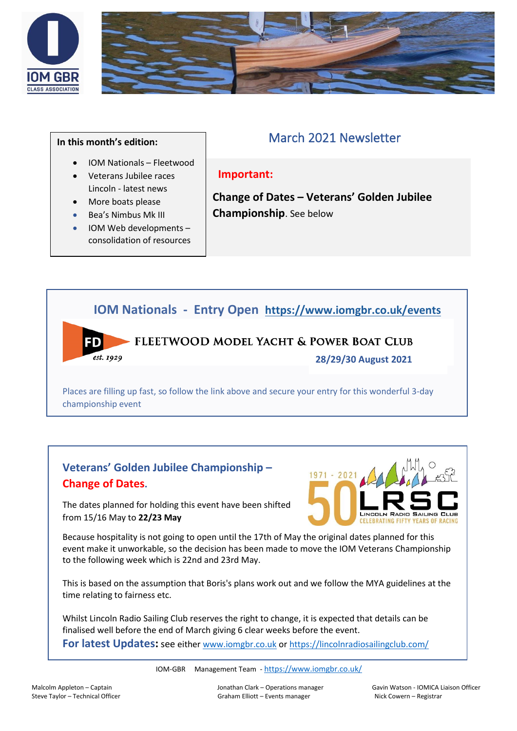**In this month's edition:**

- IOM Nationals – Fleetwood
- Veterans Jubilee races Lincoln - latest news
- More boats please
- Bea's Nimbus Mk III
- IOM Web developments – consolidation of resources

# March 2021 Newsletter

**Important:**

**Change of Dates – Veterans' Golden Jubilee Championship**. See below

## IOM Nationals - Entry Open https://www.iomgbr.co.uk/events

FLEETWOOD MODEL YACHT & POWER BOAT CLUB

FD est. 1929

**28/29/30 August 2021**

Places are filling up fast, so follow the link above and secure your entry for this wonderful 3-day championship event

## Veterans' Golden Jubilee Championship – Change of Dates.

1971 - 2021 50 LRSC LINCOLN RADIO SAILING CLUB CELEBRATING FIFTY YEARS OF RACING

The dates planned for holding this event have been shifted from 15/16 May to **22/23 May**

Because hospitality is not going to open until the 17th of May the original dates planned for this event make it unworkable, so the decision has been made to move the IOM Veterans Championship to the following week which is 22nd and 23rd May.

This is based on the assumption that Boris's plans work out and we follow the MYA guidelines at the time relating to fairness etc.

Whilst Lincoln Radio Sailing Club reserves the right to change, it is expected that details can be finalised well before the end of March giving 6 clear weeks before the event.

**For latest Updates:** see either www.iomgbr.co.uk or https://lincolnradiosailingclub.com/

IOM-GBR Management Team - https://www.iomgbr.co.uk/

Malcolm Appleton – Captain
Steve Taylor – Technical Officer
Jonathan Clark – Operations manager
Graham Elliott – Events manager
Gavin Watson - IOMICA Liaison Officer
Nick Cowern – Registrar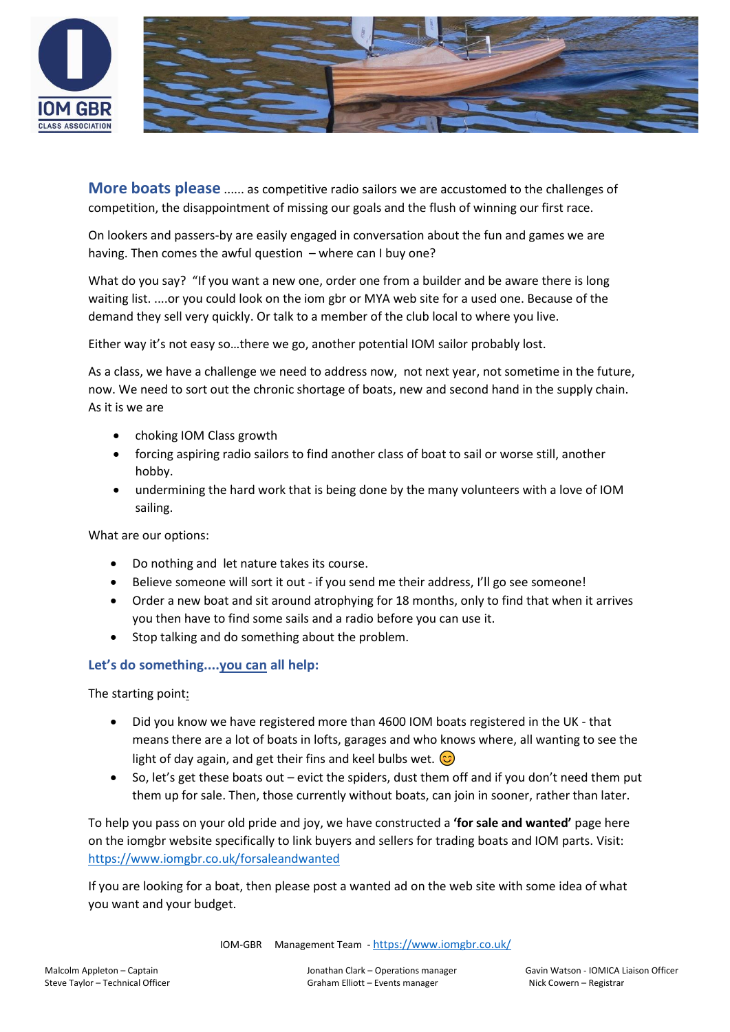**More boats please** ...... as competitive radio sailors we are accustomed to the challenges of competition, the disappointment of missing our goals and the flush of winning our first race.

On lookers and passers-by are easily engaged in conversation about the fun and games we are having. Then comes the awful question – where can I buy one?

What do you say? "If you want a new one, order one from a builder and be aware there is long waiting list. ....or you could look on the iom gbr or MYA web site for a used one. Because of the demand they sell very quickly. Or talk to a member of the club local to where you live.

Either way it's not easy so…there we go, another potential IOM sailor probably lost.

As a class, we have a challenge we need to address now, not next year, not sometime in the future, now. We need to sort out the chronic shortage of boats, new and second hand in the supply chain. As it is we are

- choking IOM Class growth
- forcing aspiring radio sailors to find another class of boat to sail or worse still, another hobby.
- undermining the hard work that is being done by the many volunteers with a love of IOM sailing.

What are our options:

- Do nothing and let nature takes its course.
- Believe someone will sort it out - if you send me their address, I'll go see someone!
- Order a new boat and sit around atrophying for 18 months, only to find that when it arrives you then have to find some sails and a radio before you can use it.
- Stop talking and do something about the problem.

### Let's do something....you can all help:

The starting point:

- Did you know we have registered more than 4600 IOM boats registered in the UK - that means there are a lot of boats in lofts, garages and who knows where, all wanting to see the light of day again, and get their fins and keel bulbs wet. 😊
- So, let's get these boats out – evict the spiders, dust them off and if you don't need them put them up for sale. Then, those currently without boats, can join in sooner, rather than later.

To help you pass on your old pride and joy, we have constructed a **'for sale and wanted'** page here on the iomgbr website specifically to link buyers and sellers for trading boats and IOM parts. Visit: https://www.iomgbr.co.uk/forsaleandwanted

If you are looking for a boat, then please post a wanted ad on the web site with some idea of what you want and your budget.

IOM-GBR Management Team - https://www.iomgbr.co.uk/

Malcolm Appleton – Captain
Steve Taylor – Technical Officer

Jonathan Clark – Operations manager
Graham Elliott – Events manager

Gavin Watson - IOMICA Liaison Officer
Nick Cowern – Registrar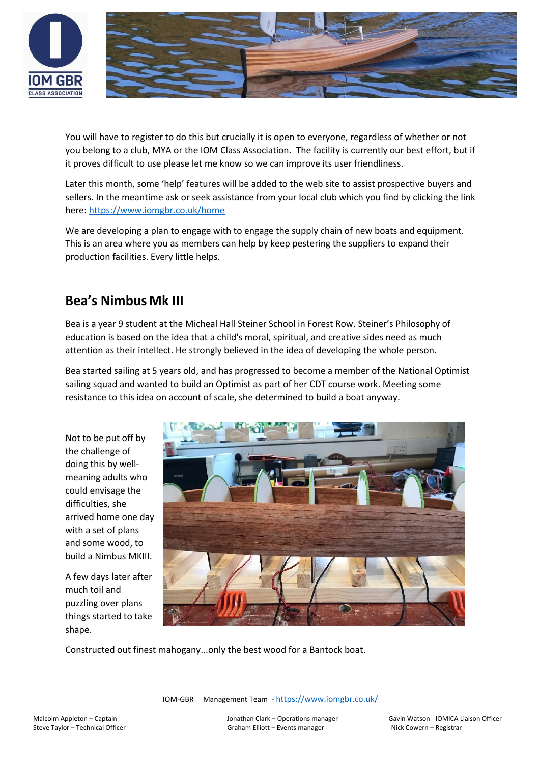You will have to register to do this but crucially it is open to everyone, regardless of whether or not you belong to a club, MYA or the IOM Class Association. The facility is currently our best effort, but if it proves difficult to use please let me know so we can improve its user friendliness.

Later this month, some 'help' features will be added to the web site to assist prospective buyers and sellers. In the meantime ask or seek assistance from your local club which you find by clicking the link here: [https://www.iomgbr.co.uk/home](https://www.iomgbr.co.uk/home)

We are developing a plan to engage with to engage the supply chain of new boats and equipment. This is an area where you as members can help by keep pestering the suppliers to expand their production facilities. Every little helps.

## Bea's Nimbus Mk III

Bea is a year 9 student at the Micheal Hall Steiner School in Forest Row. Steiner's Philosophy of education is based on the idea that a child's moral, spiritual, and creative sides need as much attention as their intellect. He strongly believed in the idea of developing the whole person.

Bea started sailing at 5 years old, and has progressed to become a member of the National Optimist sailing squad and wanted to build an Optimist as part of her CDT course work. Meeting some resistance to this idea on account of scale, she determined to build a boat anyway.

Not to be put off by the challenge of doing this by well-meaning adults who could envisage the difficulties, she arrived home one day with a set of plans and some wood, to build a Nimbus MKIII.

A few days later after much toil and puzzling over plans things started to take shape.

Constructed out finest mahogany...only the best wood for a Bantock boat.

IOM-GBR Management Team - [https://www.iomgbr.co.uk/](https://www.iomgbr.co.uk/)

Malcolm Appleton – Captain
Steve Taylor – Technical Officer
Jonathan Clark – Operations manager
Graham Elliott – Events manager
Gavin Watson - IOMICA Liaison Officer
Nick Cowern – Registrar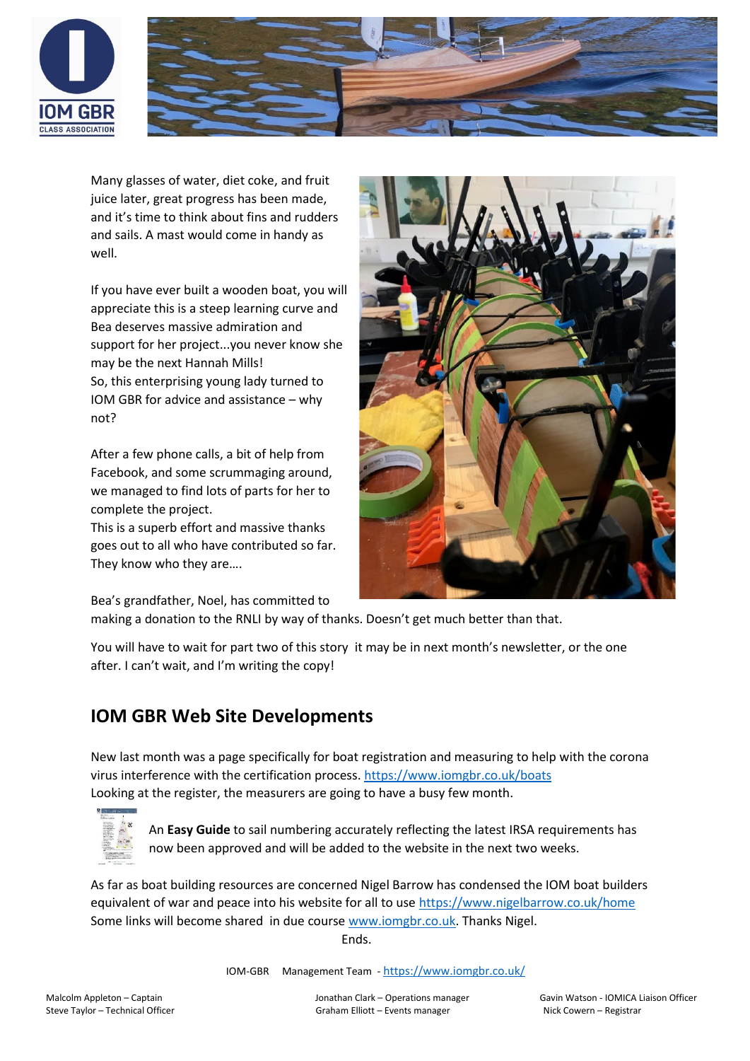Many glasses of water, diet coke, and fruit juice later, great progress has been made, and it's time to think about fins and rudders and sails. A mast would come in handy as well.

If you have ever built a wooden boat, you will appreciate this is a steep learning curve and Bea deserves massive admiration and support for her project...you never know she may be the next Hannah Mills!
So, this enterprising young lady turned to IOM GBR for advice and assistance – why not?

After a few phone calls, a bit of help from Facebook, and some scrummaging around, we managed to find lots of parts for her to complete the project.
This is a superb effort and massive thanks goes out to all who have contributed so far. They know who they are….

Bea's grandfather, Noel, has committed to making a donation to the RNLI by way of thanks. Doesn't get much better than that.

You will have to wait for part two of this story it may be in next month's newsletter, or the one after. I can't wait, and I'm writing the copy!

## IOM GBR Web Site Developments

New last month was a page specifically for boat registration and measuring to help with the corona virus interference with the certification process. https://www.iomgbr.co.uk/boats
Looking at the register, the measurers are going to have a busy few month.

An **Easy Guide** to sail numbering accurately reflecting the latest IRSA requirements has now been approved and will be added to the website in the next two weeks.

As far as boat building resources are concerned Nigel Barrow has condensed the IOM boat builders equivalent of war and peace into his website for all to use https://www.nigelbarrow.co.uk/home
Some links will become shared in due course www.iomgbr.co.uk. Thanks Nigel.

Ends.

IOM-GBR Management Team - https://www.iomgbr.co.uk/

Malcolm Appleton – Captain
Steve Taylor – Technical Officer

Jonathan Clark – Operations manager
Graham Elliott – Events manager

Gavin Watson - IOMICA Liaison Officer
Nick Cowern – Registrar